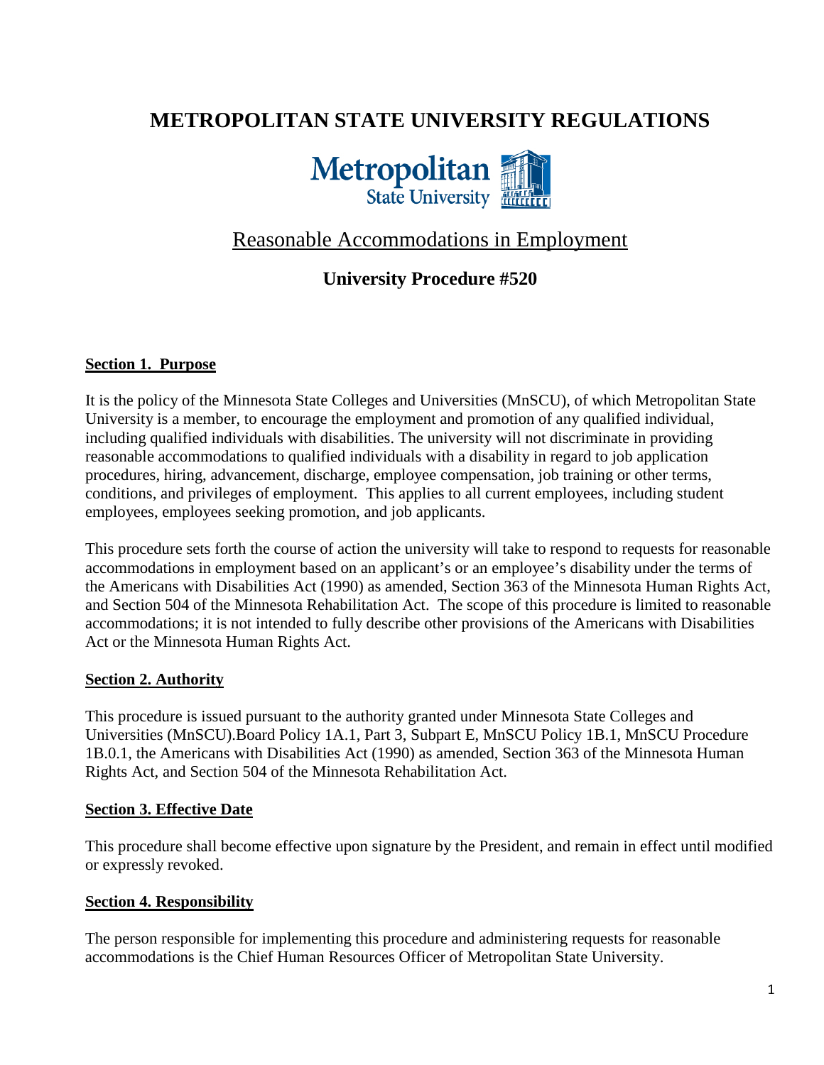# METROPOLITAN STATE UNIVERSITY REGULATIONS

## Reasonable Accommodations in Employment

### University Procedure #520

**Section 1. Purpose**

It is the policy of the Minnesota State Colleges and Universities (MnSCU), of which Metropolitan State University is a member, to encourage the employment and promotion of any qualified individual, including qualified individuals with disabilities. The university will not discriminate in providing reasonable accommodations to qualified individuals with a disability in regard to job application procedures, hiring, advancement, discharge, employee compensation, job training or other terms, conditions, and privileges of employment. This applies to all current employees, including student employees, employees seeking promotion, and job applicants.

This procedure sets forth the course of action the university will take to respond to requests for reasonable accommodations in employment based on an applicant's or an employee's disability under the terms of the Americans with Disabilities Act (1990) as amended, Section 363 of the Minnesota Human Rights Act, and Section 504 of the Minnesota Rehabilitation Act. The scope of this procedure is limited to reasonable accommodations; it is not intended to fully describe other provisions of the Americans with Disabilities Act or the Minnesota Human Rights Act.

**Section 2. Authority**

This procedure is issued pursuant to the authority granted under Minnesota State Colleges and Universities (MnSCU).Board Policy 1A.1, Part 3, Subpart E, MnSCU Policy 1B.1, MnSCU Procedure 1B.0.1, the Americans with Disabilities Act (1990) as amended, Section 363 of the Minnesota Human Rights Act, and Section 504 of the Minnesota Rehabilitation Act.

**Section 3. Effective Date**

This procedure shall become effective upon signature by the President, and remain in effect until modified or expressly revoked.

**Section 4. Responsibility**

The person responsible for implementing this procedure and administering requests for reasonable accommodations is the Chief Human Resources Officer of Metropolitan State University.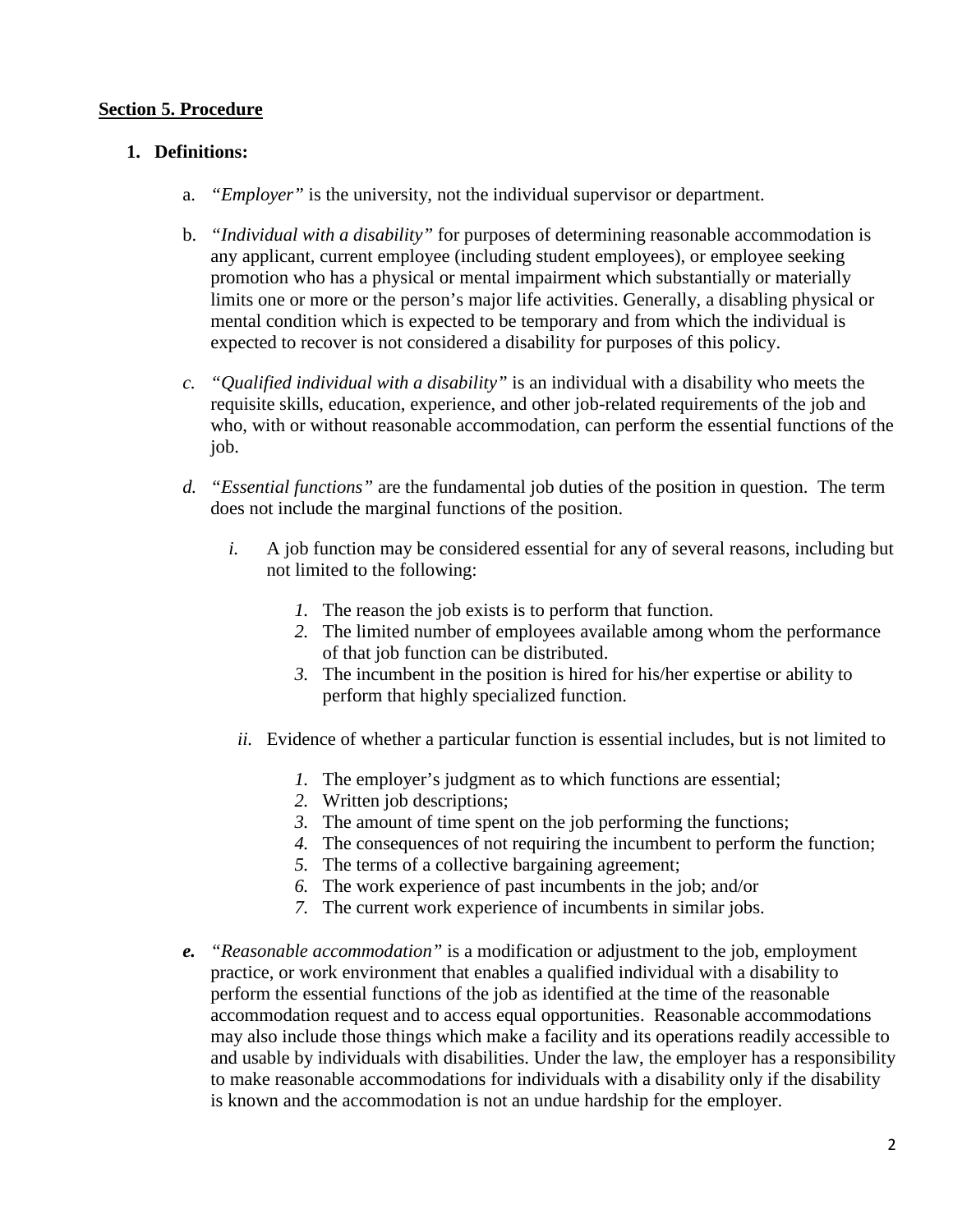**Section 5. Procedure**

1. **Definitions:**

   a. *"Employer"* is the university, not the individual supervisor or department.

   b. *"Individual with a disability"* for purposes of determining reasonable accommodation is any applicant, current employee (including student employees), or employee seeking promotion who has a physical or mental impairment which substantially or materially limits one or more or the person's major life activities. Generally, a disabling physical or mental condition which is expected to be temporary and from which the individual is expected to recover is not considered a disability for purposes of this policy.

   *c.* *"Qualified individual with a disability"* is an individual with a disability who meets the requisite skills, education, experience, and other job-related requirements of the job and who, with or without reasonable accommodation, can perform the essential functions of the job.

   *d.* *"Essential functions"* are the fundamental job duties of the position in question. The term does not include the marginal functions of the position.

      *i.* A job function may be considered essential for any of several reasons, including but not limited to the following:

         *1.* The reason the job exists is to perform that function.
         *2.* The limited number of employees available among whom the performance of that job function can be distributed.
         *3.* The incumbent in the position is hired for his/her expertise or ability to perform that highly specialized function.

      *ii.* Evidence of whether a particular function is essential includes, but is not limited to

         *1.* The employer's judgment as to which functions are essential;
         *2.* Written job descriptions;
         *3.* The amount of time spent on the job performing the functions;
         *4.* The consequences of not requiring the incumbent to perform the function;
         *5.* The terms of a collective bargaining agreement;
         *6.* The work experience of past incumbents in the job; and/or
         *7.* The current work experience of incumbents in similar jobs.

   ***e.*** *"Reasonable accommodation"* is a modification or adjustment to the job, employment practice, or work environment that enables a qualified individual with a disability to perform the essential functions of the job as identified at the time of the reasonable accommodation request and to access equal opportunities. Reasonable accommodations may also include those things which make a facility and its operations readily accessible to and usable by individuals with disabilities. Under the law, the employer has a responsibility to make reasonable accommodations for individuals with a disability only if the disability is known and the accommodation is not an undue hardship for the employer.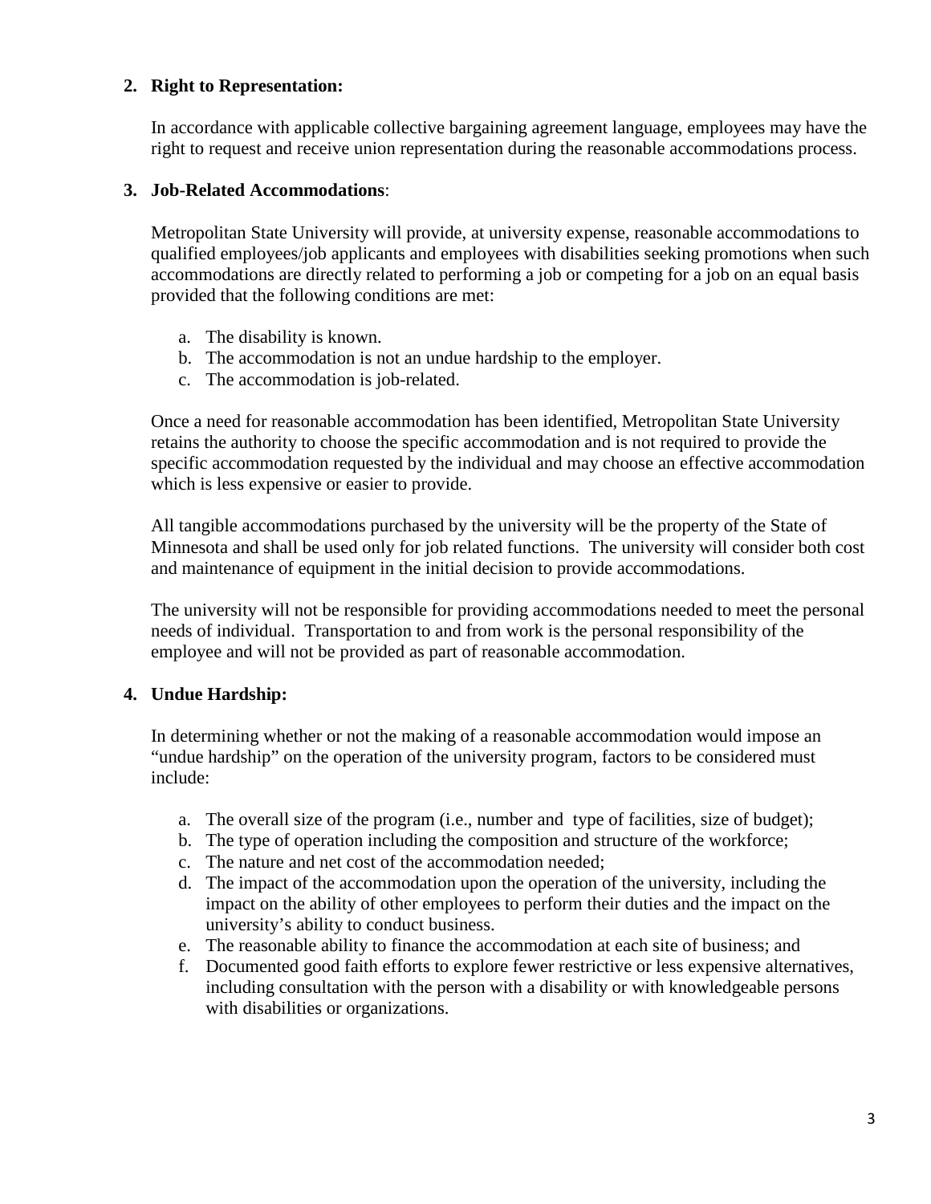**2. Right to Representation:**

In accordance with applicable collective bargaining agreement language, employees may have the right to request and receive union representation during the reasonable accommodations process.

**3. Job-Related Accommodations**:

Metropolitan State University will provide, at university expense, reasonable accommodations to qualified employees/job applicants and employees with disabilities seeking promotions when such accommodations are directly related to performing a job or competing for a job on an equal basis provided that the following conditions are met:

a. The disability is known.
b. The accommodation is not an undue hardship to the employer.
c. The accommodation is job-related.

Once a need for reasonable accommodation has been identified, Metropolitan State University retains the authority to choose the specific accommodation and is not required to provide the specific accommodation requested by the individual and may choose an effective accommodation which is less expensive or easier to provide.

All tangible accommodations purchased by the university will be the property of the State of Minnesota and shall be used only for job related functions. The university will consider both cost and maintenance of equipment in the initial decision to provide accommodations.

The university will not be responsible for providing accommodations needed to meet the personal needs of individual. Transportation to and from work is the personal responsibility of the employee and will not be provided as part of reasonable accommodation.

**4. Undue Hardship:**

In determining whether or not the making of a reasonable accommodation would impose an "undue hardship" on the operation of the university program, factors to be considered must include:

a. The overall size of the program (i.e., number and type of facilities, size of budget);
b. The type of operation including the composition and structure of the workforce;
c. The nature and net cost of the accommodation needed;
d. The impact of the accommodation upon the operation of the university, including the impact on the ability of other employees to perform their duties and the impact on the university's ability to conduct business.
e. The reasonable ability to finance the accommodation at each site of business; and
f. Documented good faith efforts to explore fewer restrictive or less expensive alternatives, including consultation with the person with a disability or with knowledgeable persons with disabilities or organizations.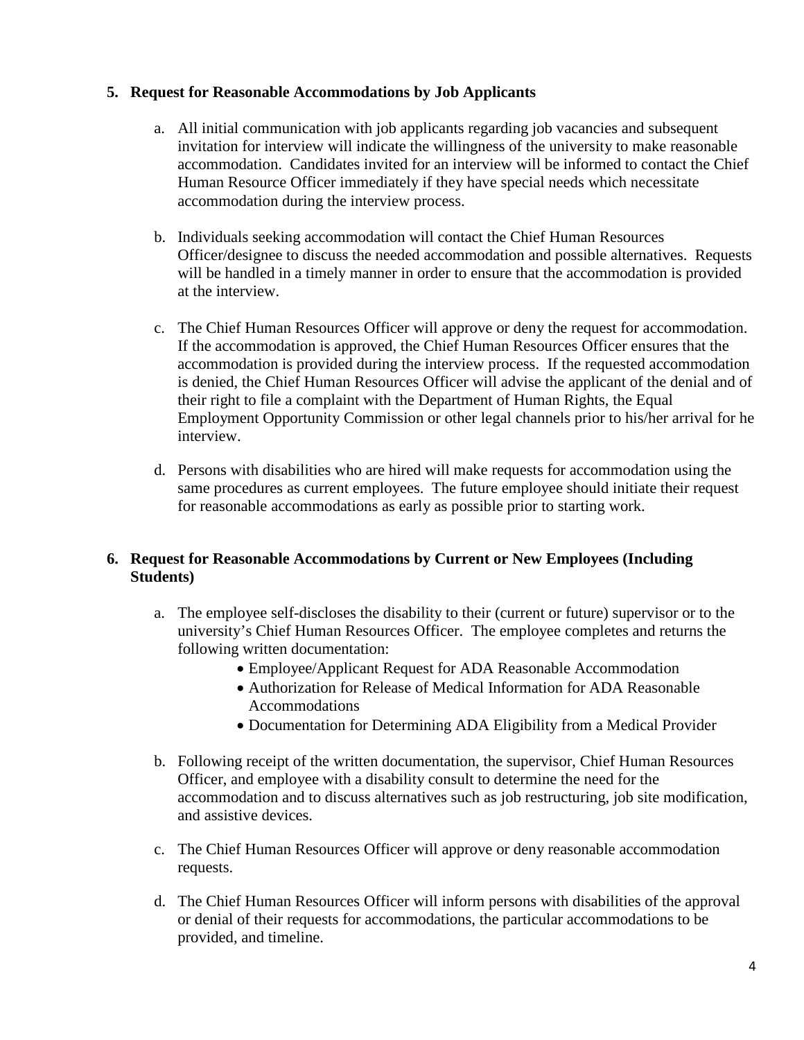**5. Request for Reasonable Accommodations by Job Applicants**

a. All initial communication with job applicants regarding job vacancies and subsequent invitation for interview will indicate the willingness of the university to make reasonable accommodation. Candidates invited for an interview will be informed to contact the Chief Human Resource Officer immediately if they have special needs which necessitate accommodation during the interview process.

b. Individuals seeking accommodation will contact the Chief Human Resources Officer/designee to discuss the needed accommodation and possible alternatives. Requests will be handled in a timely manner in order to ensure that the accommodation is provided at the interview.

c. The Chief Human Resources Officer will approve or deny the request for accommodation. If the accommodation is approved, the Chief Human Resources Officer ensures that the accommodation is provided during the interview process. If the requested accommodation is denied, the Chief Human Resources Officer will advise the applicant of the denial and of their right to file a complaint with the Department of Human Rights, the Equal Employment Opportunity Commission or other legal channels prior to his/her arrival for he interview.

d. Persons with disabilities who are hired will make requests for accommodation using the same procedures as current employees. The future employee should initiate their request for reasonable accommodations as early as possible prior to starting work.

**6. Request for Reasonable Accommodations by Current or New Employees (Including Students)**

a. The employee self-discloses the disability to their (current or future) supervisor or to the university's Chief Human Resources Officer. The employee completes and returns the following written documentation:
   - Employee/Applicant Request for ADA Reasonable Accommodation
   - Authorization for Release of Medical Information for ADA Reasonable Accommodations
   - Documentation for Determining ADA Eligibility from a Medical Provider

b. Following receipt of the written documentation, the supervisor, Chief Human Resources Officer, and employee with a disability consult to determine the need for the accommodation and to discuss alternatives such as job restructuring, job site modification, and assistive devices.

c. The Chief Human Resources Officer will approve or deny reasonable accommodation requests.

d. The Chief Human Resources Officer will inform persons with disabilities of the approval or denial of their requests for accommodations, the particular accommodations to be provided, and timeline.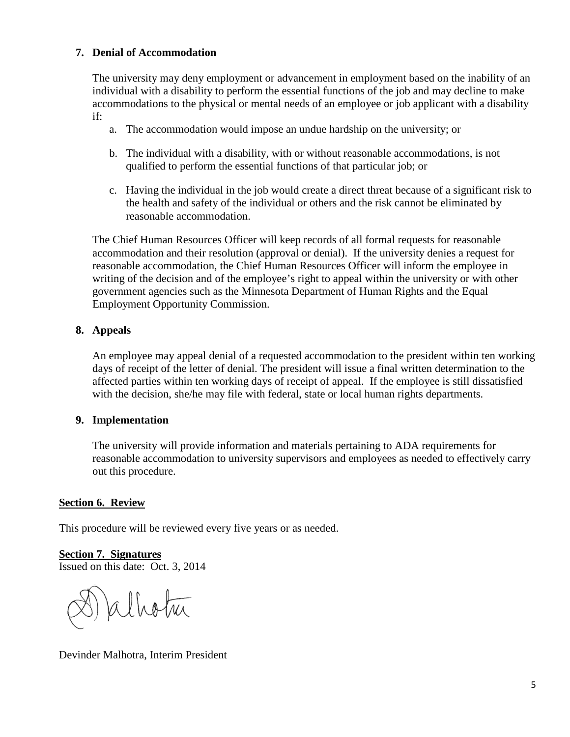7. **Denial of Accommodation**

   The university may deny employment or advancement in employment based on the inability of an individual with a disability to perform the essential functions of the job and may decline to make accommodations to the physical or mental needs of an employee or job applicant with a disability if:

   a. The accommodation would impose an undue hardship on the university; or

   b. The individual with a disability, with or without reasonable accommodations, is not qualified to perform the essential functions of that particular job; or

   c. Having the individual in the job would create a direct threat because of a significant risk to the health and safety of the individual or others and the risk cannot be eliminated by reasonable accommodation.

   The Chief Human Resources Officer will keep records of all formal requests for reasonable accommodation and their resolution (approval or denial). If the university denies a request for reasonable accommodation, the Chief Human Resources Officer will inform the employee in writing of the decision and of the employee's right to appeal within the university or with other government agencies such as the Minnesota Department of Human Rights and the Equal Employment Opportunity Commission.

8. **Appeals**

   An employee may appeal denial of a requested accommodation to the president within ten working days of receipt of the letter of denial. The president will issue a final written determination to the affected parties within ten working days of receipt of appeal. If the employee is still dissatisfied with the decision, she/he may file with federal, state or local human rights departments.

9. **Implementation**

   The university will provide information and materials pertaining to ADA requirements for reasonable accommodation to university supervisors and employees as needed to effectively carry out this procedure.

**Section 6. Review**

This procedure will be reviewed every five years or as needed.

**Section 7. Signatures**

Issued on this date: Oct. 3, 2014

Devinder Malhotra, Interim President